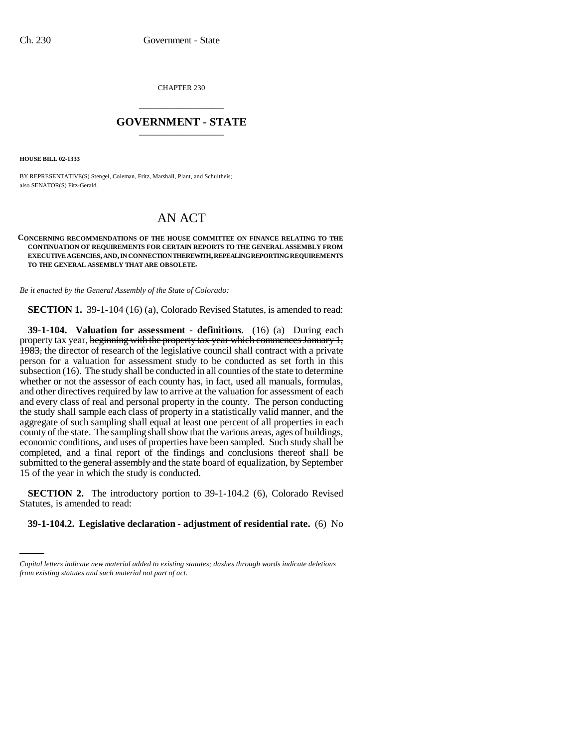CHAPTER 230

## GOVERNMENT - STATE

**HOUSE BILL 02-1333**

BY REPRESENTATIVE(S) Stengel, Coleman, Fritz, Marshall, Plant, and Schultheis;
also SENATOR(S) Fitz-Gerald.

# AN ACT

**CONCERNING RECOMMENDATIONS OF THE HOUSE COMMITTEE ON FINANCE RELATING TO THE CONTINUATION OF REQUIREMENTS FOR CERTAIN REPORTS TO THE GENERAL ASSEMBLY FROM EXECUTIVE AGENCIES, AND, IN CONNECTION THEREWITH, REPEALING REPORTING REQUIREMENTS TO THE GENERAL ASSEMBLY THAT ARE OBSOLETE.**

*Be it enacted by the General Assembly of the State of Colorado:*

**SECTION 1.** 39-1-104 (16) (a), Colorado Revised Statutes, is amended to read:

**39-1-104. Valuation for assessment - definitions.** (16) (a) During each property tax year, ~~beginning with the property tax year which commences January 1, 1983,~~ the director of research of the legislative council shall contract with a private person for a valuation for assessment study to be conducted as set forth in this subsection (16). The study shall be conducted in all counties of the state to determine whether or not the assessor of each county has, in fact, used all manuals, formulas, and other directives required by law to arrive at the valuation for assessment of each and every class of real and personal property in the county. The person conducting the study shall sample each class of property in a statistically valid manner, and the aggregate of such sampling shall equal at least one percent of all properties in each county of the state. The sampling shall show that the various areas, ages of buildings, economic conditions, and uses of properties have been sampled. Such study shall be completed, and a final report of the findings and conclusions thereof shall be submitted to ~~the general assembly and~~ the state board of equalization, by September 15 of the year in which the study is conducted.

**SECTION 2.** The introductory portion to 39-1-104.2 (6), Colorado Revised Statutes, is amended to read:

**39-1-104.2. Legislative declaration - adjustment of residential rate.** (6) No

*Capital letters indicate new material added to existing statutes; dashes through words indicate deletions from existing statutes and such material not part of act.*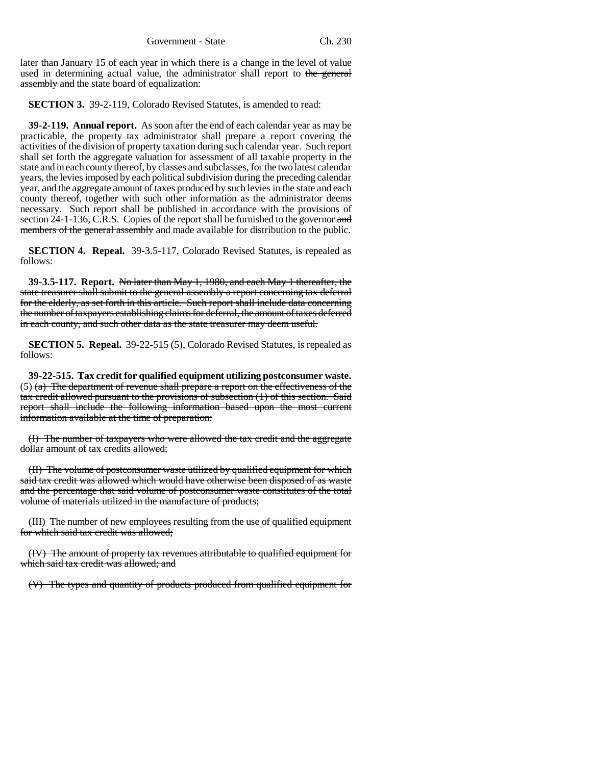later than January 15 of each year in which there is a change in the level of value used in determining actual value, the administrator shall report to ~~the general assembly and~~ the state board of equalization:

**SECTION 3.** 39-2-119, Colorado Revised Statutes, is amended to read:

**39-2-119. Annual report.** As soon after the end of each calendar year as may be practicable, the property tax administrator shall prepare a report covering the activities of the division of property taxation during such calendar year. Such report shall set forth the aggregate valuation for assessment of all taxable property in the state and in each county thereof, by classes and subclasses, for the two latest calendar years, the levies imposed by each political subdivision during the preceding calendar year, and the aggregate amount of taxes produced by such levies in the state and each county thereof, together with such other information as the administrator deems necessary. Such report shall be published in accordance with the provisions of section 24-1-136, C.R.S. Copies of the report shall be furnished to the governor ~~and members of the general assembly~~ and made available for distribution to the public.

**SECTION 4. Repeal.** 39-3.5-117, Colorado Revised Statutes, is repealed as follows:

**39-3.5-117. Report.** ~~No later than May 1, 1980, and each May 1 thereafter, the state treasurer shall submit to the general assembly a report concerning tax deferral for the elderly, as set forth in this article. Such report shall include data concerning the number of taxpayers establishing claims for deferral, the amount of taxes deferred in each county, and such other data as the state treasurer may deem useful.~~

**SECTION 5. Repeal.** 39-22-515 (5), Colorado Revised Statutes, is repealed as follows:

**39-22-515. Tax credit for qualified equipment utilizing postconsumer waste.** (5) ~~(a) The department of revenue shall prepare a report on the effectiveness of the tax credit allowed pursuant to the provisions of subsection (1) of this section. Said report shall include the following information based upon the most current information available at the time of preparation:~~

~~(I) The number of taxpayers who were allowed the tax credit and the aggregate dollar amount of tax credits allowed;~~

~~(II) The volume of postconsumer waste utilized by qualified equipment for which said tax credit was allowed which would have otherwise been disposed of as waste and the percentage that said volume of postconsumer waste constitutes of the total volume of materials utilized in the manufacture of products;~~

~~(III) The number of new employees resulting from the use of qualified equipment for which said tax credit was allowed;~~

~~(IV) The amount of property tax revenues attributable to qualified equipment for which said tax credit was allowed; and~~

~~(V) The types and quantity of products produced from qualified equipment for~~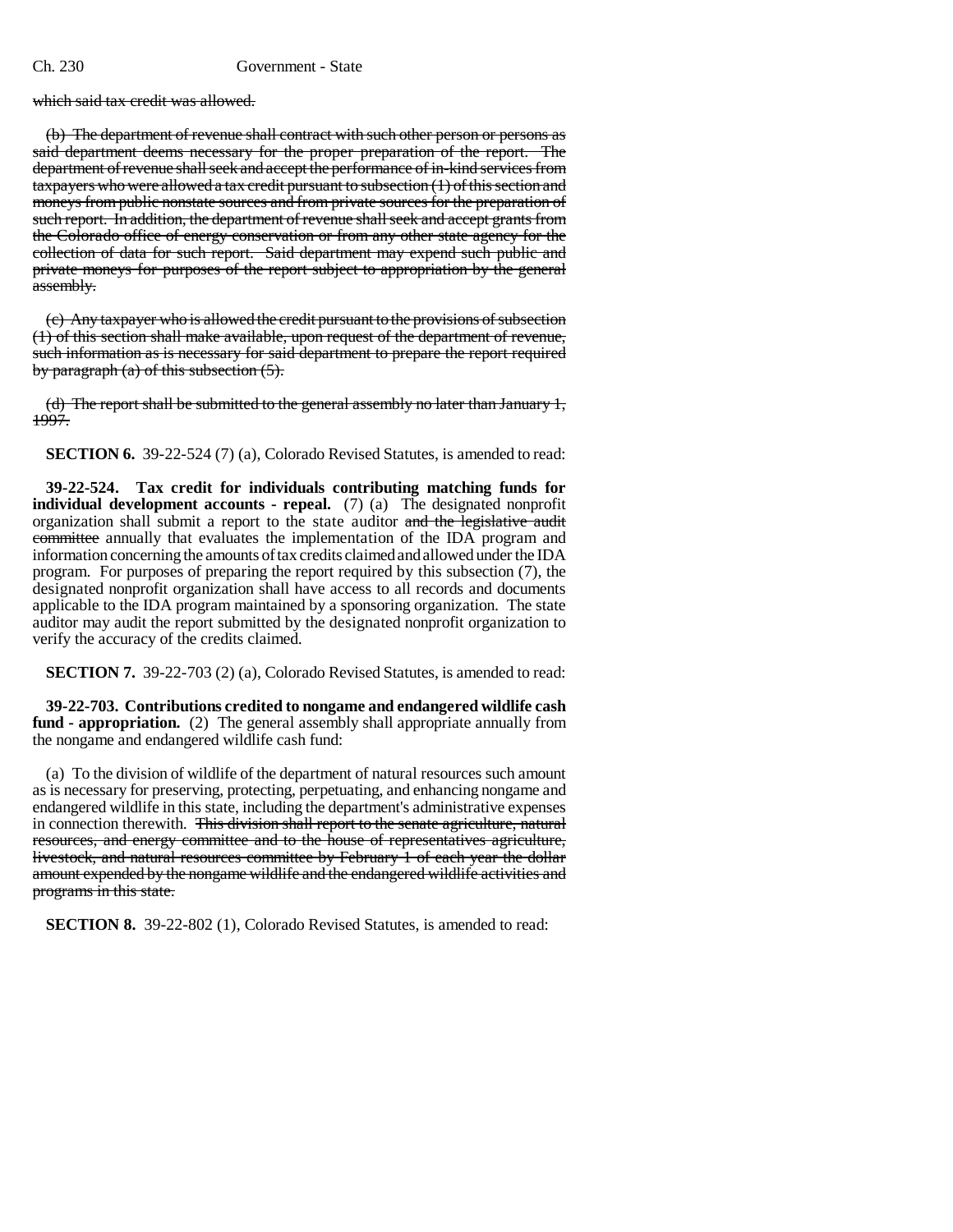which said tax credit was allowed.

(b) The department of revenue shall contract with such other person or persons as said department deems necessary for the proper preparation of the report. The department of revenue shall seek and accept the performance of in-kind services from taxpayers who were allowed a tax credit pursuant to subsection (1) of this section and moneys from public nonstate sources and from private sources for the preparation of such report. In addition, the department of revenue shall seek and accept grants from the Colorado office of energy conservation or from any other state agency for the collection of data for such report. Said department may expend such public and private moneys for purposes of the report subject to appropriation by the general assembly.

(c) Any taxpayer who is allowed the credit pursuant to the provisions of subsection (1) of this section shall make available, upon request of the department of revenue, such information as is necessary for said department to prepare the report required by paragraph (a) of this subsection (5).

(d) The report shall be submitted to the general assembly no later than January 1, 1997.

**SECTION 6.** 39-22-524 (7) (a), Colorado Revised Statutes, is amended to read:

**39-22-524. Tax credit for individuals contributing matching funds for individual development accounts - repeal.** (7) (a) The designated nonprofit organization shall submit a report to the state auditor and the legislative audit committee annually that evaluates the implementation of the IDA program and information concerning the amounts of tax credits claimed and allowed under the IDA program. For purposes of preparing the report required by this subsection (7), the designated nonprofit organization shall have access to all records and documents applicable to the IDA program maintained by a sponsoring organization. The state auditor may audit the report submitted by the designated nonprofit organization to verify the accuracy of the credits claimed.

**SECTION 7.** 39-22-703 (2) (a), Colorado Revised Statutes, is amended to read:

**39-22-703. Contributions credited to nongame and endangered wildlife cash fund - appropriation.** (2) The general assembly shall appropriate annually from the nongame and endangered wildlife cash fund:

(a) To the division of wildlife of the department of natural resources such amount as is necessary for preserving, protecting, perpetuating, and enhancing nongame and endangered wildlife in this state, including the department's administrative expenses in connection therewith. This division shall report to the senate agriculture, natural resources, and energy committee and to the house of representatives agriculture, livestock, and natural resources committee by February 1 of each year the dollar amount expended by the nongame wildlife and the endangered wildlife activities and programs in this state.

**SECTION 8.** 39-22-802 (1), Colorado Revised Statutes, is amended to read: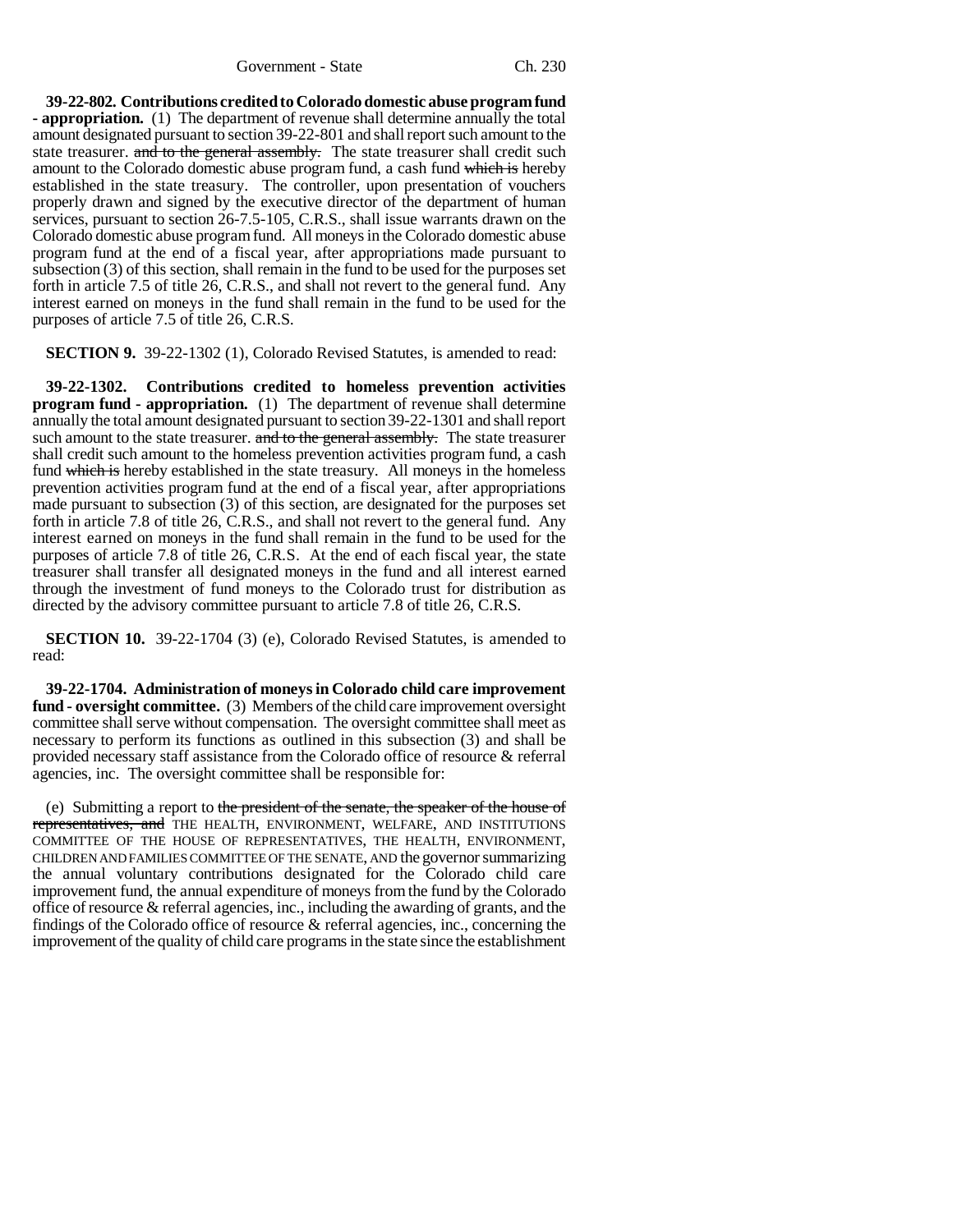**39-22-802. Contributions credited to Colorado domestic abuse program fund - appropriation.** (1) The department of revenue shall determine annually the total amount designated pursuant to section 39-22-801 and shall report such amount to the state treasurer. ~~and to the general assembly.~~ The state treasurer shall credit such amount to the Colorado domestic abuse program fund, a cash fund ~~which is~~ hereby established in the state treasury. The controller, upon presentation of vouchers properly drawn and signed by the executive director of the department of human services, pursuant to section 26-7.5-105, C.R.S., shall issue warrants drawn on the Colorado domestic abuse program fund. All moneys in the Colorado domestic abuse program fund at the end of a fiscal year, after appropriations made pursuant to subsection (3) of this section, shall remain in the fund to be used for the purposes set forth in article 7.5 of title 26, C.R.S., and shall not revert to the general fund. Any interest earned on moneys in the fund shall remain in the fund to be used for the purposes of article 7.5 of title 26, C.R.S.

**SECTION 9.** 39-22-1302 (1), Colorado Revised Statutes, is amended to read:

**39-22-1302. Contributions credited to homeless prevention activities program fund - appropriation.** (1) The department of revenue shall determine annually the total amount designated pursuant to section 39-22-1301 and shall report such amount to the state treasurer. ~~and to the general assembly.~~ The state treasurer shall credit such amount to the homeless prevention activities program fund, a cash fund ~~which is~~ hereby established in the state treasury. All moneys in the homeless prevention activities program fund at the end of a fiscal year, after appropriations made pursuant to subsection (3) of this section, are designated for the purposes set forth in article 7.8 of title 26, C.R.S., and shall not revert to the general fund. Any interest earned on moneys in the fund shall remain in the fund to be used for the purposes of article 7.8 of title 26, C.R.S. At the end of each fiscal year, the state treasurer shall transfer all designated moneys in the fund and all interest earned through the investment of fund moneys to the Colorado trust for distribution as directed by the advisory committee pursuant to article 7.8 of title 26, C.R.S.

**SECTION 10.** 39-22-1704 (3) (e), Colorado Revised Statutes, is amended to read:

**39-22-1704. Administration of moneys in Colorado child care improvement fund - oversight committee.** (3) Members of the child care improvement oversight committee shall serve without compensation. The oversight committee shall meet as necessary to perform its functions as outlined in this subsection (3) and shall be provided necessary staff assistance from the Colorado office of resource & referral agencies, inc. The oversight committee shall be responsible for:

(e) Submitting a report to ~~the president of the senate, the speaker of the house of representatives, and~~ THE HEALTH, ENVIRONMENT, WELFARE, AND INSTITUTIONS COMMITTEE OF THE HOUSE OF REPRESENTATIVES, THE HEALTH, ENVIRONMENT, CHILDREN AND FAMILIES COMMITTEE OF THE SENATE, AND the governor summarizing the annual voluntary contributions designated for the Colorado child care improvement fund, the annual expenditure of moneys from the fund by the Colorado office of resource & referral agencies, inc., including the awarding of grants, and the findings of the Colorado office of resource & referral agencies, inc., concerning the improvement of the quality of child care programs in the state since the establishment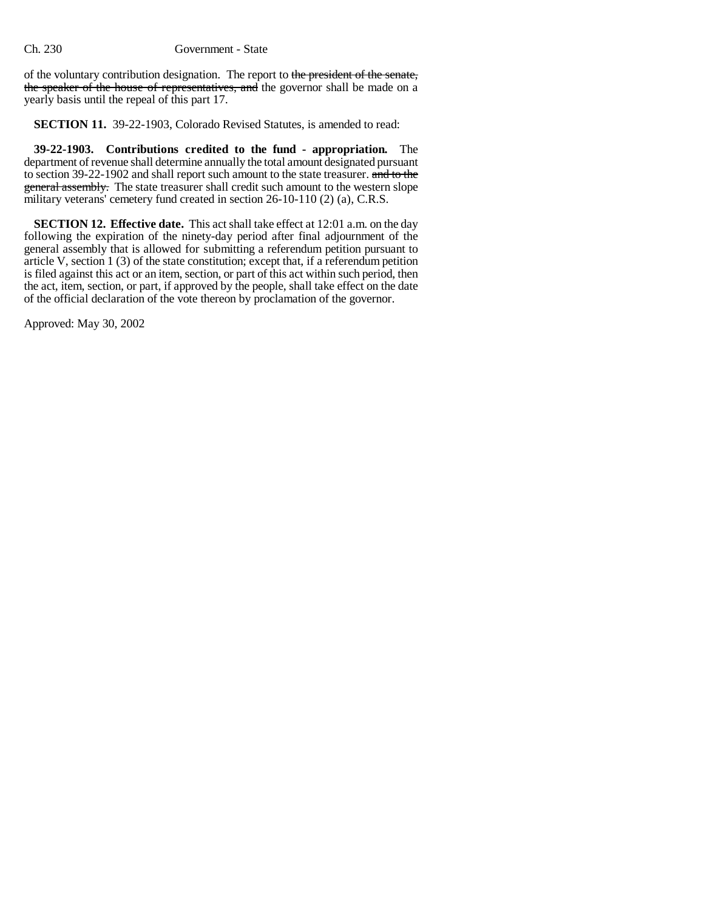of the voluntary contribution designation. The report to ~~the president of the senate, the speaker of the house of representatives, and~~ the governor shall be made on a yearly basis until the repeal of this part 17.

**SECTION 11.** 39-22-1903, Colorado Revised Statutes, is amended to read:

**39-22-1903. Contributions credited to the fund - appropriation.** The department of revenue shall determine annually the total amount designated pursuant to section 39-22-1902 and shall report such amount to the state treasurer. ~~and to the general assembly.~~ The state treasurer shall credit such amount to the western slope military veterans' cemetery fund created in section 26-10-110 (2) (a), C.R.S.

**SECTION 12. Effective date.** This act shall take effect at 12:01 a.m. on the day following the expiration of the ninety-day period after final adjournment of the general assembly that is allowed for submitting a referendum petition pursuant to article V, section 1 (3) of the state constitution; except that, if a referendum petition is filed against this act or an item, section, or part of this act within such period, then the act, item, section, or part, if approved by the people, shall take effect on the date of the official declaration of the vote thereon by proclamation of the governor.

Approved: May 30, 2002